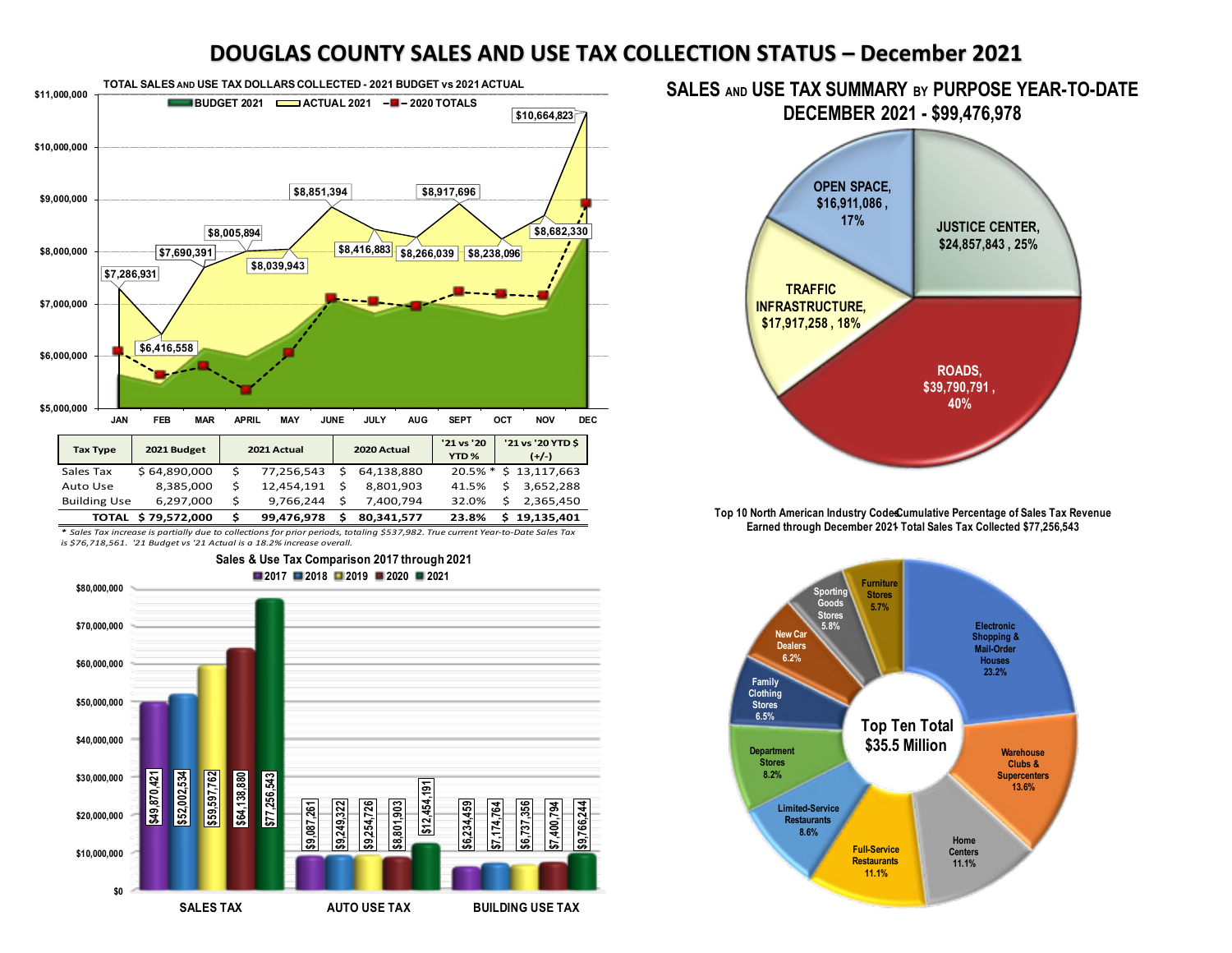# DOUGLAS COUNTY SALES AND USE TAX COLLECTION STATUS – December 2021

## TOTAL SALES AND USE TAX DOLLARS COLLECTED - 2021 BUDGET vs 2021 ACTUAL

BUDGET 2021 | ACTUAL 2021 | 2020 TOTALS

| Month | Actual 2021 |
|---|---|
| JAN | $7,286,931 |
| FEB | $6,416,558 |
| MAR | $7,690,391 |
| APRIL | $8,005,894 |
| MAY | $8,039,943 |
| JUNE | $8,851,394 |
| JULY | $8,416,883 |
| AUG | $8,266,039 |
| SEPT | $8,917,696 |
| OCT | $8,238,096 |
| NOV | $8,682,330 |
| DEC | $10,664,823 |

| Tax Type | 2021 Budget | 2021 Actual | 2020 Actual | '21 vs '20 YTD % | '21 vs '20 YTD $ (+/-) |
|---|---|---|---|---|---|
| Sales Tax | $ 64,890,000 | $ 77,256,543 | $ 64,138,880 | 20.5% * | $ 13,117,663 |
| Auto Use | 8,385,000 | $ 12,454,191 | $ 8,801,903 | 41.5% | $ 3,652,288 |
| Building Use | 6,297,000 | $ 9,766,244 | $ 7,400,794 | 32.0% | $ 2,365,450 |
| **TOTAL** | **$ 79,572,000** | **$ 99,476,978** | **$ 80,341,577** | **23.8%** | **$ 19,135,401** |

*\* Sales Tax increase is partially due to collections for prior periods, totaling $537,982. True current Year-to-Date Sales Tax is $76,718,561. '21 Budget vs '21 Actual is a 18.2% increase overall.*

## SALES AND USE TAX SUMMARY BY PURPOSE YEAR-TO-DATE DECEMBER 2021 - $99,476,978

- JUSTICE CENTER, $24,857,843, 25%
- ROADS, $39,790,791, 40%
- TRAFFIC INFRASTRUCTURE, $17,917,258, 18%
- OPEN SPACE, $16,911,086, 17%

## Sales & Use Tax Comparison 2017 through 2021

| | 2017 | 2018 | 2019 | 2020 | 2021 |
|---|---|---|---|---|---|
| SALES TAX | $49,870,421 | $52,002,534 | $59,597,762 | $64,138,880 | $77,256,543 |
| AUTO USE TAX | $9,087,261 | $9,249,322 | $9,254,726 | $8,801,903 | $12,454,191 |
| BUILDING USE TAX | $6,234,459 | $7,174,764 | $6,737,356 | $7,400,794 | $9,766,244 |

## Top 10 North American Industry Codes Cumulative Percentage of Sales Tax Revenue Earned through December 2021 Total Sales Tax Collected $77,256,543

Top Ten Total $35.5 Million

- Electronic Shopping & Mail-Order Houses 23.2%
- Warehouse Clubs & Supercenters 13.6%
- Home Centers 11.1%
- Full-Service Restaurants 11.1%
- Limited-Service Restaurants 8.6%
- Department Stores 8.2%
- Family Clothing Stores 6.5%
- New Car Dealers 6.2%
- Sporting Goods Stores 5.8%
- Furniture Stores 5.7%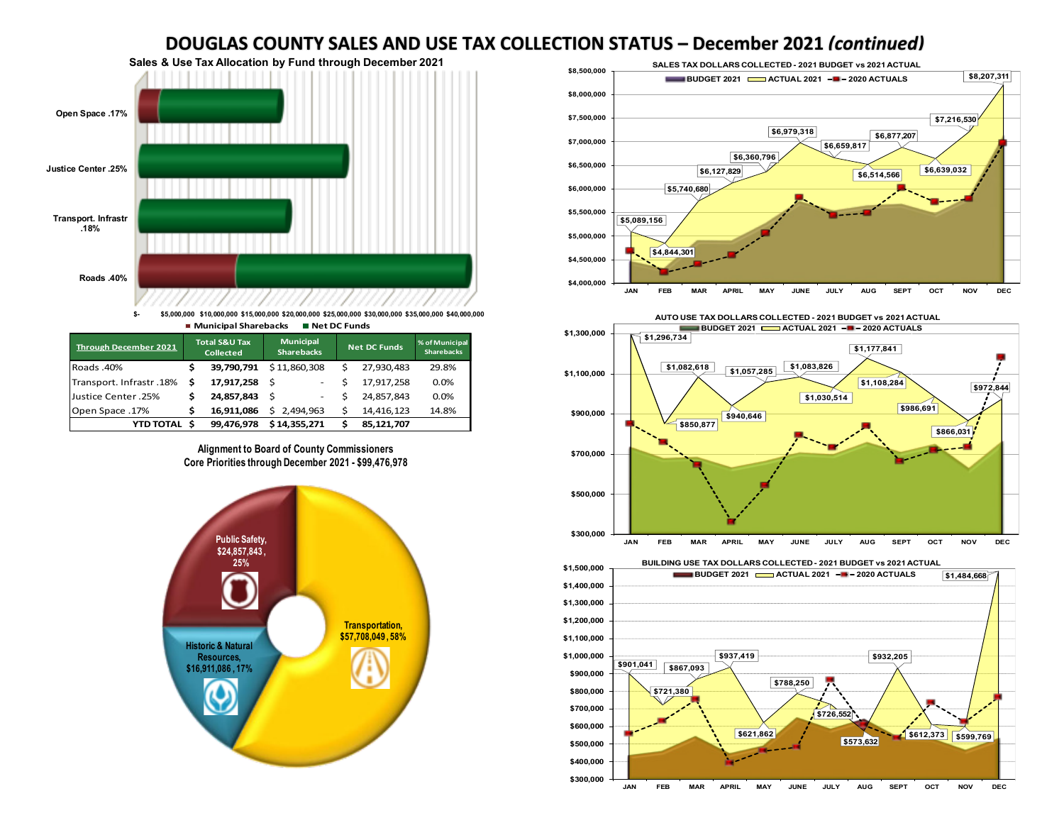# DOUGLAS COUNTY SALES AND USE TAX COLLECTION STATUS – December 2021 *(continued)*

**Sales & Use Tax Allocation by Fund through December 2021**

Open Space .17%
Justice Center .25%
Transport. Infrastr .18%
Roads .40%

$- $5,000,000 $10,000,000 $15,000,000 $20,000,000 $25,000,000 $30,000,000 $35,000,000 $40,000,000

Municipal Sharebacks   Net DC Funds

| Through December 2021 | Total S&U Tax Collected | Municipal Sharebacks | Net DC Funds | % of Municipal Sharebacks |
|---|---|---|---|---|
| Roads .40% | $ 39,790,791 | $ 11,860,308 | $ 27,930,483 | 29.8% |
| Transport. Infrastr .18% | $ 17,917,258 | $ - | $ 17,917,258 | 0.0% |
| Justice Center .25% | $ 24,857,843 | $ - | $ 24,857,843 | 0.0% |
| Open Space .17% | $ 16,911,086 | $ 2,494,963 | $ 14,416,123 | 14.8% |
| YTD TOTAL | $ 99,476,978 | $ 14,355,271 | $ 85,121,707 | |

**Alignment to Board of County Commissioners Core Priorities through December 2021 - $99,476,978**

Public Safety, $24,857,843, 25%
Historic & Natural Resources, $16,911,086, 17%
Transportation, $57,708,049, 58%

**SALES TAX DOLLARS COLLECTED - 2021 BUDGET vs 2021 ACTUAL**

BUDGET 2021   ACTUAL 2021   2020 ACTUALS

$5,089,156 $4,844,301 $5,740,680 $6,127,829 $6,360,796 $6,979,318 $6,659,817 $6,514,566 $6,877,207 $6,639,032 $7,216,530 $8,207,311

JAN FEB MAR APRIL MAY JUNE JULY AUG SEPT OCT NOV DEC

**AUTO USE TAX DOLLARS COLLECTED - 2021 BUDGET vs 2021 ACTUAL**

BUDGET 2021   ACTUAL 2021   2020 ACTUALS

$1,296,734 $850,877 $1,082,618 $940,646 $1,057,285 $1,083,826 $1,030,514 $1,177,841 $1,108,284 $986,691 $866,031 $972,844

JAN FEB MAR APRIL MAY JUNE JULY AUG SEPT OCT NOV DEC

**BUILDING USE TAX DOLLARS COLLECTED - 2021 BUDGET vs 2021 ACTUAL**

BUDGET 2021   ACTUAL 2021   2020 ACTUALS

$901,041 $721,380 $867,093 $937,419 $621,862 $788,250 $726,552 $573,632 $932,205 $612,373 $599,769 $1,484,668

JAN FEB MAR APRIL MAY JUNE JULY AUG SEPT OCT NOV DEC